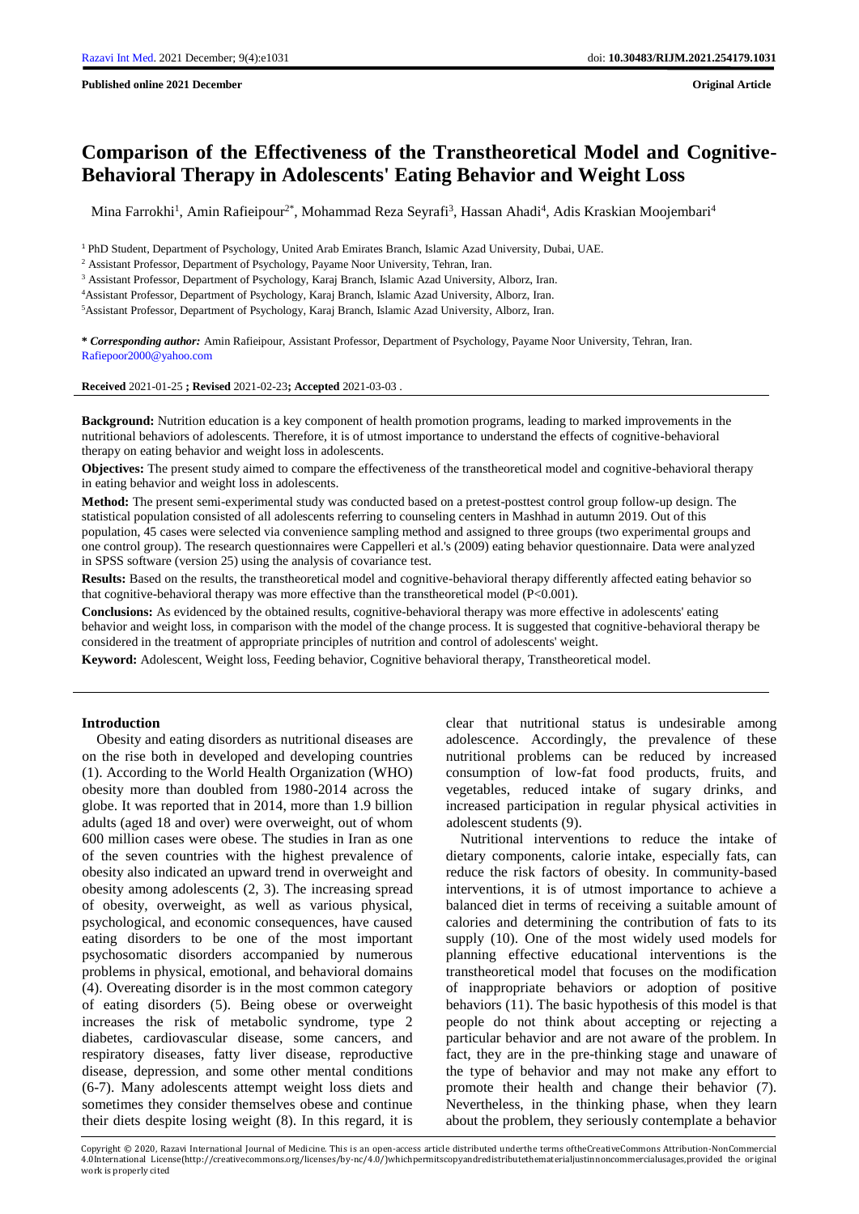**Published online 2021 December** **Original Article**

# Comparison of the Effectiveness of the Transtheoretical Model and Cognitive-Behavioral Therapy in Adolescents' Eating Behavior and Weight Loss

Mina Farrokhi[1], Amin Rafieipour[2*], Mohammad Reza Seyrafi[3], Hassan Ahadi[4], Adis Kraskian Moojembari[4]

[1] PhD Student, Department of Psychology, United Arab Emirates Branch, Islamic Azad University, Dubai, UAE.

[2] Assistant Professor, Department of Psychology, Payame Noor University, Tehran, Iran.

[3] Assistant Professor, Department of Psychology, Karaj Branch, Islamic Azad University, Alborz, Iran.

[4]Assistant Professor, Department of Psychology, Karaj Branch, Islamic Azad University, Alborz, Iran.

[5]Assistant Professor, Department of Psychology, Karaj Branch, Islamic Azad University, Alborz, Iran.

***Corresponding author:*** Amin Rafieipour, Assistant Professor, Department of Psychology, Payame Noor University, Tehran, Iran. Rafiepoor2000@yahoo.com

**Received** 2021-01-25 **; Revised** 2021-02-23**; Accepted** 2021-03-03 .

**Background:** Nutrition education is a key component of health promotion programs, leading to marked improvements in the nutritional behaviors of adolescents. Therefore, it is of utmost importance to understand the effects of cognitive-behavioral therapy on eating behavior and weight loss in adolescents.

**Objectives:** The present study aimed to compare the effectiveness of the transtheoretical model and cognitive-behavioral therapy in eating behavior and weight loss in adolescents.

**Method:** The present semi-experimental study was conducted based on a pretest-posttest control group follow-up design. The statistical population consisted of all adolescents referring to counseling centers in Mashhad in autumn 2019. Out of this population, 45 cases were selected via convenience sampling method and assigned to three groups (two experimental groups and one control group). The research questionnaires were Cappelleri et al.'s (2009) eating behavior questionnaire. Data were analyzed in SPSS software (version 25) using the analysis of covariance test.

**Results:** Based on the results, the transtheoretical model and cognitive-behavioral therapy differently affected eating behavior so that cognitive-behavioral therapy was more effective than the transtheoretical model ($P<0.001$).

**Conclusions:** As evidenced by the obtained results, cognitive-behavioral therapy was more effective in adolescents' eating behavior and weight loss, in comparison with the model of the change process. It is suggested that cognitive-behavioral therapy be considered in the treatment of appropriate principles of nutrition and control of adolescents' weight.

**Keyword:** Adolescent, Weight loss, Feeding behavior, Cognitive behavioral therapy, Transtheoretical model.

## Introduction

Obesity and eating disorders as nutritional diseases are on the rise both in developed and developing countries (1). According to the World Health Organization (WHO) obesity more than doubled from 1980-2014 across the globe. It was reported that in 2014, more than 1.9 billion adults (aged 18 and over) were overweight, out of whom 600 million cases were obese. The studies in Iran as one of the seven countries with the highest prevalence of obesity also indicated an upward trend in overweight and obesity among adolescents (2, 3). The increasing spread of obesity, overweight, as well as various physical, psychological, and economic consequences, have caused eating disorders to be one of the most important psychosomatic disorders accompanied by numerous problems in physical, emotional, and behavioral domains (4). Overeating disorder is in the most common category of eating disorders (5). Being obese or overweight increases the risk of metabolic syndrome, type 2 diabetes, cardiovascular disease, some cancers, and respiratory diseases, fatty liver disease, reproductive disease, depression, and some other mental conditions (6-7). Many adolescents attempt weight loss diets and sometimes they consider themselves obese and continue their diets despite losing weight (8). In this regard, it is clear that nutritional status is undesirable among adolescence. Accordingly, the prevalence of these nutritional problems can be reduced by increased consumption of low-fat food products, fruits, and vegetables, reduced intake of sugary drinks, and increased participation in regular physical activities in adolescent students (9).

Nutritional interventions to reduce the intake of dietary components, calorie intake, especially fats, can reduce the risk factors of obesity. In community-based interventions, it is of utmost importance to achieve a balanced diet in terms of receiving a suitable amount of calories and determining the contribution of fats to its supply (10). One of the most widely used models for planning effective educational interventions is the transtheoretical model that focuses on the modification of inappropriate behaviors or adoption of positive behaviors (11). The basic hypothesis of this model is that people do not think about accepting or rejecting a particular behavior and are not aware of the problem. In fact, they are in the pre-thinking stage and unaware of the type of behavior and may not make any effort to promote their health and change their behavior (7). Nevertheless, in the thinking phase, when they learn about the problem, they seriously contemplate a behavior

Copyright © 2020, Razavi International Journal of Medicine. This is an open-access article distributed underthe terms oftheCreativeCommons Attribution-NonCommercial 4.0International License(http://creativecommons.org/licenses/by-nc/4.0/)whichpermitscopyandredistributethematerialjustinnoncommercialusages,provided the original work is properly cited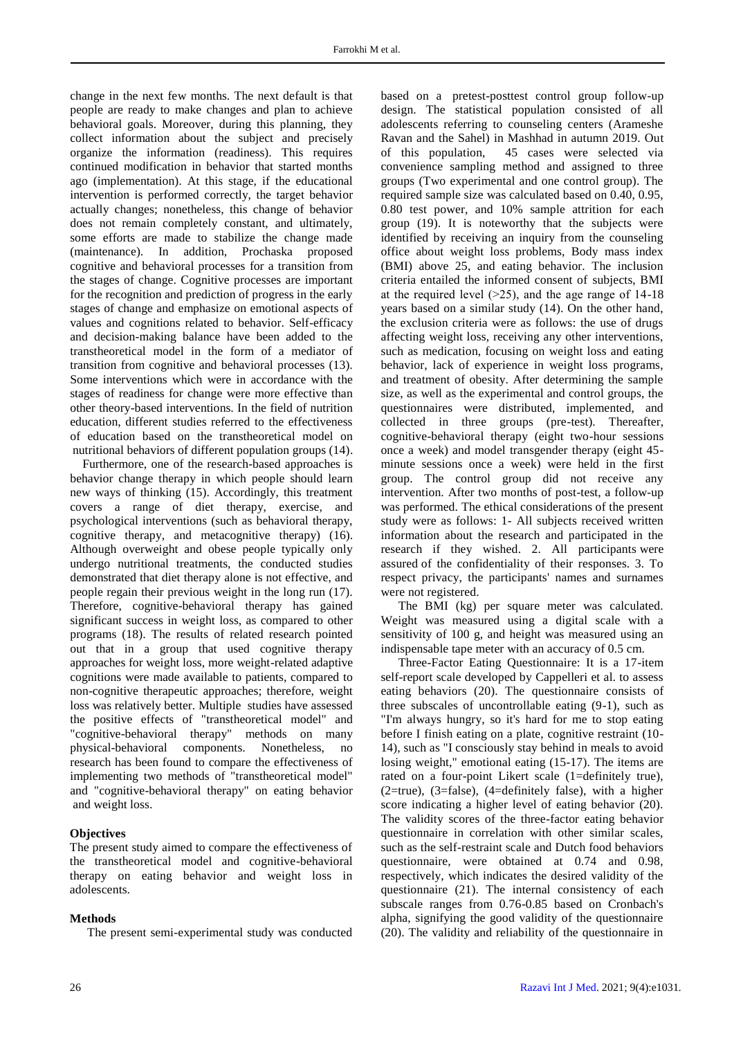change in the next few months. The next default is that people are ready to make changes and plan to achieve behavioral goals. Moreover, during this planning, they collect information about the subject and precisely organize the information (readiness). This requires continued modification in behavior that started months ago (implementation). At this stage, if the educational intervention is performed correctly, the target behavior actually changes; nonetheless, this change of behavior does not remain completely constant, and ultimately, some efforts are made to stabilize the change made (maintenance). In addition, Prochaska proposed cognitive and behavioral processes for a transition from the stages of change. Cognitive processes are important for the recognition and prediction of progress in the early stages of change and emphasize on emotional aspects of values and cognitions related to behavior. Self-efficacy and decision-making balance have been added to the transtheoretical model in the form of a mediator of transition from cognitive and behavioral processes (13). Some interventions which were in accordance with the stages of readiness for change were more effective than other theory-based interventions. In the field of nutrition education, different studies referred to the effectiveness of education based on the transtheoretical model on nutritional behaviors of different population groups (14).

Furthermore, one of the research-based approaches is behavior change therapy in which people should learn new ways of thinking (15). Accordingly, this treatment covers a range of diet therapy, exercise, and psychological interventions (such as behavioral therapy, cognitive therapy, and metacognitive therapy) (16). Although overweight and obese people typically only undergo nutritional treatments, the conducted studies demonstrated that diet therapy alone is not effective, and people regain their previous weight in the long run (17). Therefore, cognitive-behavioral therapy has gained significant success in weight loss, as compared to other programs (18). The results of related research pointed out that in a group that used cognitive therapy approaches for weight loss, more weight-related adaptive cognitions were made available to patients, compared to non-cognitive therapeutic approaches; therefore, weight loss was relatively better. Multiple studies have assessed the positive effects of "transtheoretical model" and "cognitive-behavioral therapy" methods on many physical-behavioral components. Nonetheless, no research has been found to compare the effectiveness of implementing two methods of "transtheoretical model" and "cognitive-behavioral therapy" on eating behavior and weight loss.

## Objectives

The present study aimed to compare the effectiveness of the transtheoretical model and cognitive-behavioral therapy on eating behavior and weight loss in adolescents.

## Methods

The present semi-experimental study was conducted based on a pretest-posttest control group follow-up design. The statistical population consisted of all adolescents referring to counseling centers (Arameshe Ravan and the Sahel) in Mashhad in autumn 2019. Out of this population, 45 cases were selected via convenience sampling method and assigned to three groups (Two experimental and one control group). The required sample size was calculated based on 0.40, 0.95, 0.80 test power, and 10% sample attrition for each group (19). It is noteworthy that the subjects were identified by receiving an inquiry from the counseling office about weight loss problems, Body mass index (BMI) above 25, and eating behavior. The inclusion criteria entailed the informed consent of subjects, BMI at the required level (>25), and the age range of 14-18 years based on a similar study (14). On the other hand, the exclusion criteria were as follows: the use of drugs affecting weight loss, receiving any other interventions, such as medication, focusing on weight loss and eating behavior, lack of experience in weight loss programs, and treatment of obesity. After determining the sample size, as well as the experimental and control groups, the questionnaires were distributed, implemented, and collected in three groups (pre-test). Thereafter, cognitive-behavioral therapy (eight two-hour sessions once a week) and model transgender therapy (eight 45-minute sessions once a week) were held in the first group. The control group did not receive any intervention. After two months of post-test, a follow-up was performed. The ethical considerations of the present study were as follows: 1- All subjects received written information about the research and participated in the research if they wished. 2. All participants were assured of the confidentiality of their responses. 3. To respect privacy, the participants' names and surnames were not registered.

The BMI (kg) per square meter was calculated. Weight was measured using a digital scale with a sensitivity of 100 g, and height was measured using an indispensable tape meter with an accuracy of 0.5 cm.

Three-Factor Eating Questionnaire: It is a 17-item self-report scale developed by Cappelleri et al. to assess eating behaviors (20). The questionnaire consists of three subscales of uncontrollable eating (9-1), such as "I'm always hungry, so it's hard for me to stop eating before I finish eating on a plate, cognitive restraint (10-14), such as "I consciously stay behind in meals to avoid losing weight," emotional eating (15-17). The items are rated on a four-point Likert scale (1=definitely true), (2=true), (3=false), (4=definitely false), with a higher score indicating a higher level of eating behavior (20). The validity scores of the three-factor eating behavior questionnaire in correlation with other similar scales, such as the self-restraint scale and Dutch food behaviors questionnaire, were obtained at 0.74 and 0.98, respectively, which indicates the desired validity of the questionnaire (21). The internal consistency of each subscale ranges from 0.76-0.85 based on Cronbach's alpha, signifying the good validity of the questionnaire (20). The validity and reliability of the questionnaire in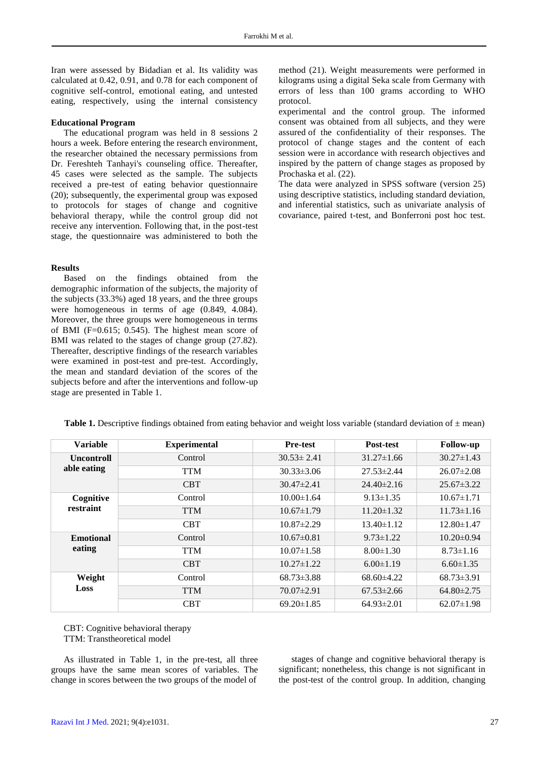Iran were assessed by Bidadian et al. Its validity was calculated at 0.42, 0.91, and 0.78 for each component of cognitive self-control, emotional eating, and untested eating, respectively, using the internal consistency method (21). Weight measurements were performed in kilograms using a digital Seka scale from Germany with errors of less than 100 grams according to WHO protocol.

**Educational Program**

The educational program was held in 8 sessions 2 hours a week. Before entering the research environment, the researcher obtained the necessary permissions from Dr. Fereshteh Tanhayi's counseling office. Thereafter, 45 cases were selected as the sample. The subjects received a pre-test of eating behavior questionnaire (20); subsequently, the experimental group was exposed to protocols for stages of change and cognitive behavioral therapy, while the control group did not receive any intervention. Following that, in the post-test stage, the questionnaire was administered to both the experimental and the control group. The informed consent was obtained from all subjects, and they were assured of the confidentiality of their responses. The protocol of change stages and the content of each session were in accordance with research objectives and inspired by the pattern of change stages as proposed by Prochaska et al. (22).

The data were analyzed in SPSS software (version 25) using descriptive statistics, including standard deviation, and inferential statistics, such as univariate analysis of covariance, paired t-test, and Bonferroni post hoc test.

**Results**

Based on the findings obtained from the demographic information of the subjects, the majority of the subjects (33.3%) aged 18 years, and the three groups were homogeneous in terms of age (0.849, 4.084). Moreover, the three groups were homogeneous in terms of BMI (F=0.615; 0.545). The highest mean score of BMI was related to the stages of change group (27.82). Thereafter, descriptive findings of the research variables were examined in post-test and pre-test. Accordingly, the mean and standard deviation of the scores of the subjects before and after the interventions and follow-up stage are presented in Table 1.

**Table 1.** Descriptive findings obtained from eating behavior and weight loss variable (standard deviation of ± mean)

| Variable | Experimental | Pre-test | Post-test | Follow-up |
|---|---|---|---|---|
| **Uncontrollable eating** | Control | 30.53± 2.41 | 31.27±1.66 | 30.27±1.43 |
| | TTM | 30.33±3.06 | 27.53±2.44 | 26.07±2.08 |
| | CBT | 30.47±2.41 | 24.40±2.16 | 25.67±3.22 |
| **Cognitive restraint** | Control | 10.00±1.64 | 9.13±1.35 | 10.67±1.71 |
| | TTM | 10.67±1.79 | 11.20±1.32 | 11.73±1.16 |
| | CBT | 10.87±2.29 | 13.40±1.12 | 12.80±1.47 |
| **Emotional eating** | Control | 10.67±0.81 | 9.73±1.22 | 10.20±0.94 |
| | TTM | 10.07±1.58 | 8.00±1.30 | 8.73±1.16 |
| | CBT | 10.27±1.22 | 6.00±1.19 | 6.60±1.35 |
| **Weight Loss** | Control | 68.73±3.88 | 68.60±4.22 | 68.73±3.91 |
| | TTM | 70.07±2.91 | 67.53±2.66 | 64.80±2.75 |
| | CBT | 69.20±1.85 | 64.93±2.01 | 62.07±1.98 |

CBT: Cognitive behavioral therapy
TTM: Transtheoretical model

As illustrated in Table 1, in the pre-test, all three groups have the same mean scores of variables. The change in scores between the two groups of the model of stages of change and cognitive behavioral therapy is significant; nonetheless, this change is not significant in the post-test of the control group. In addition, changing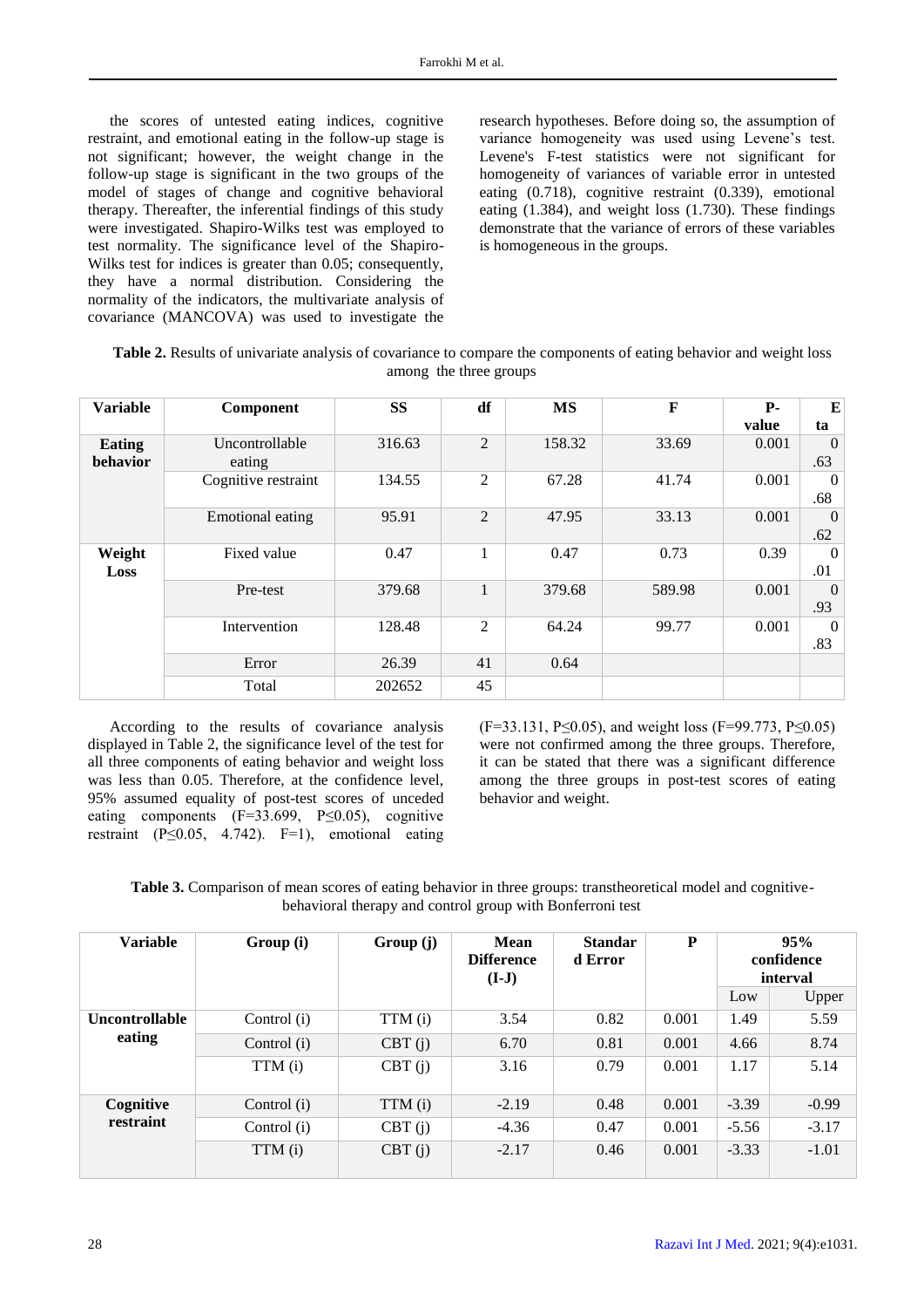the scores of untested eating indices, cognitive restraint, and emotional eating in the follow-up stage is not significant; however, the weight change in the follow-up stage is significant in the two groups of the model of stages of change and cognitive behavioral therapy. Thereafter, the inferential findings of this study were investigated. Shapiro-Wilks test was employed to test normality. The significance level of the Shapiro-Wilks test for indices is greater than 0.05; consequently, they have a normal distribution. Considering the normality of the indicators, the multivariate analysis of covariance (MANCOVA) was used to investigate the research hypotheses. Before doing so, the assumption of variance homogeneity was used using Levene's test. Levene's F-test statistics were not significant for homogeneity of variances of variable error in untested eating (0.718), cognitive restraint (0.339), emotional eating (1.384), and weight loss (1.730). These findings demonstrate that the variance of errors of these variables is homogeneous in the groups.

**Table 2.** Results of univariate analysis of covariance to compare the components of eating behavior and weight loss among the three groups

| Variable | Component | SS | df | MS | F | P-value | Eta |
|---|---|---|---|---|---|---|---|
| **Eating behavior** | Uncontrollable eating | 316.63 | 2 | 158.32 | 33.69 | 0.001 | 0.63 |
| | Cognitive restraint | 134.55 | 2 | 67.28 | 41.74 | 0.001 | 0.68 |
| | Emotional eating | 95.91 | 2 | 47.95 | 33.13 | 0.001 | 0.62 |
| **Weight Loss** | Fixed value | 0.47 | 1 | 0.47 | 0.73 | 0.39 | 0.01 |
| | Pre-test | 379.68 | 1 | 379.68 | 589.98 | 0.001 | 0.93 |
| | Intervention | 128.48 | 2 | 64.24 | 99.77 | 0.001 | 0.83 |
| | Error | 26.39 | 41 | 0.64 | | | |
| | Total | 202652 | 45 | | | | |

According to the results of covariance analysis displayed in Table 2, the significance level of the test for all three components of eating behavior and weight loss was less than 0.05. Therefore, at the confidence level, 95% assumed equality of post-test scores of unceded eating components ($F=33.699$, $P \leq 0.05$), cognitive restraint ($P \leq 0.05$, 4.742). $F=1$), emotional eating ($F=33.131$, $P \leq 0.05$), and weight loss ($F=99.773$, $P \leq 0.05$) were not confirmed among the three groups. Therefore, it can be stated that there was a significant difference among the three groups in post-test scores of eating behavior and weight.

**Table 3.** Comparison of mean scores of eating behavior in three groups: transtheoretical model and cognitive-behavioral therapy and control group with Bonferroni test

| Variable | Group (i) | Group (j) | Mean Difference (I-J) | Standard Error | P | 95% confidence interval | |
|---|---|---|---|---|---|---|---|
| | | | | | | Low | Upper |
| **Uncontrollable eating** | Control (i) | TTM (i) | 3.54 | 0.82 | 0.001 | 1.49 | 5.59 |
| | Control (i) | CBT (j) | 6.70 | 0.81 | 0.001 | 4.66 | 8.74 |
| | TTM (i) | CBT (j) | 3.16 | 0.79 | 0.001 | 1.17 | 5.14 |
| **Cognitive restraint** | Control (i) | TTM (i) | -2.19 | 0.48 | 0.001 | -3.39 | -0.99 |
| | Control (i) | CBT (j) | -4.36 | 0.47 | 0.001 | -5.56 | -3.17 |
| | TTM (i) | CBT (j) | -2.17 | 0.46 | 0.001 | -3.33 | -1.01 |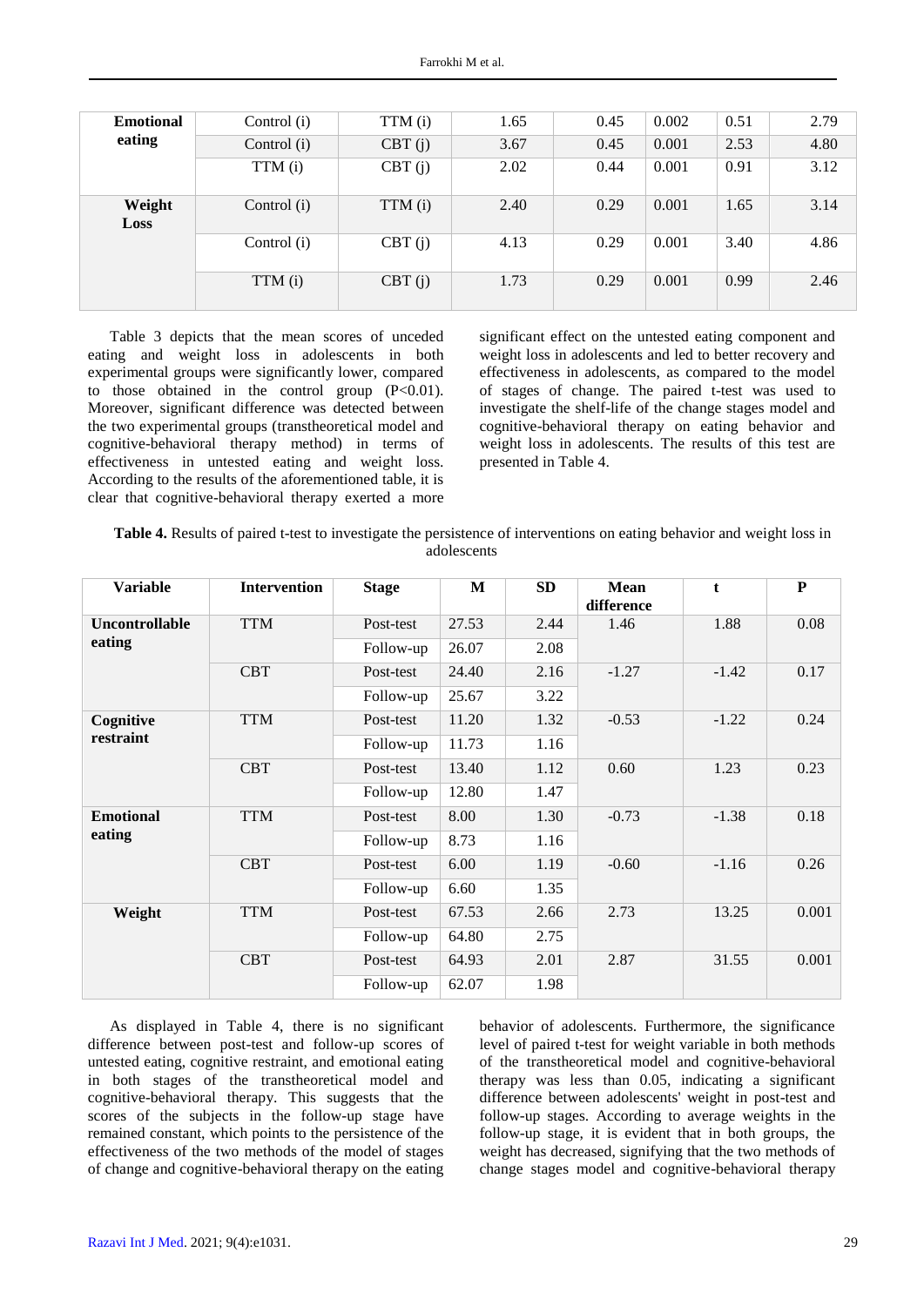| Emotional eating | Control (i) | TTM (i) | 1.65 | 0.45 | 0.002 | 0.51 | 2.79 |
|---|---|---|---|---|---|---|---|
| | Control (i) | CBT (j) | 3.67 | 0.45 | 0.001 | 2.53 | 4.80 |
| | TTM (i) | CBT (j) | 2.02 | 0.44 | 0.001 | 0.91 | 3.12 |
| Weight Loss | Control (i) | TTM (i) | 2.40 | 0.29 | 0.001 | 1.65 | 3.14 |
| | Control (i) | CBT (j) | 4.13 | 0.29 | 0.001 | 3.40 | 4.86 |
| | TTM (i) | CBT (j) | 1.73 | 0.29 | 0.001 | 0.99 | 2.46 |

Table 3 depicts that the mean scores of unceded eating and weight loss in adolescents in both experimental groups were significantly lower, compared to those obtained in the control group (P<0.01). Moreover, significant difference was detected between the two experimental groups (transtheoretical model and cognitive-behavioral therapy method) in terms of effectiveness in untested eating and weight loss. According to the results of the aforementioned table, it is clear that cognitive-behavioral therapy exerted a more significant effect on the untested eating component and weight loss in adolescents and led to better recovery and effectiveness in adolescents, as compared to the model of stages of change. The paired t-test was used to investigate the shelf-life of the change stages model and cognitive-behavioral therapy on eating behavior and weight loss in adolescents. The results of this test are presented in Table 4.

**Table 4.** Results of paired t-test to investigate the persistence of interventions on eating behavior and weight loss in adolescents

| Variable | Intervention | Stage | M | SD | Mean difference | t | P |
|---|---|---|---|---|---|---|---|
| Uncontrollable eating | TTM | Post-test | 27.53 | 2.44 | 1.46 | 1.88 | 0.08 |
| | | Follow-up | 26.07 | 2.08 | | | |
| | CBT | Post-test | 24.40 | 2.16 | -1.27 | -1.42 | 0.17 |
| | | Follow-up | 25.67 | 3.22 | | | |
| Cognitive restraint | TTM | Post-test | 11.20 | 1.32 | -0.53 | -1.22 | 0.24 |
| | | Follow-up | 11.73 | 1.16 | | | |
| | CBT | Post-test | 13.40 | 1.12 | 0.60 | 1.23 | 0.23 |
| | | Follow-up | 12.80 | 1.47 | | | |
| Emotional eating | TTM | Post-test | 8.00 | 1.30 | -0.73 | -1.38 | 0.18 |
| | | Follow-up | 8.73 | 1.16 | | | |
| | CBT | Post-test | 6.00 | 1.19 | -0.60 | -1.16 | 0.26 |
| | | Follow-up | 6.60 | 1.35 | | | |
| Weight | TTM | Post-test | 67.53 | 2.66 | 2.73 | 13.25 | 0.001 |
| | | Follow-up | 64.80 | 2.75 | | | |
| | CBT | Post-test | 64.93 | 2.01 | 2.87 | 31.55 | 0.001 |
| | | Follow-up | 62.07 | 1.98 | | | |

As displayed in Table 4, there is no significant difference between post-test and follow-up scores of untested eating, cognitive restraint, and emotional eating in both stages of the transtheoretical model and cognitive-behavioral therapy. This suggests that the scores of the subjects in the follow-up stage have remained constant, which points to the persistence of the effectiveness of the two methods of the model of stages of change and cognitive-behavioral therapy on the eating behavior of adolescents. Furthermore, the significance level of paired t-test for weight variable in both methods of the transtheoretical model and cognitive-behavioral therapy was less than 0.05, indicating a significant difference between adolescents' weight in post-test and follow-up stages. According to average weights in the follow-up stage, it is evident that in both groups, the weight has decreased, signifying that the two methods of change stages model and cognitive-behavioral therapy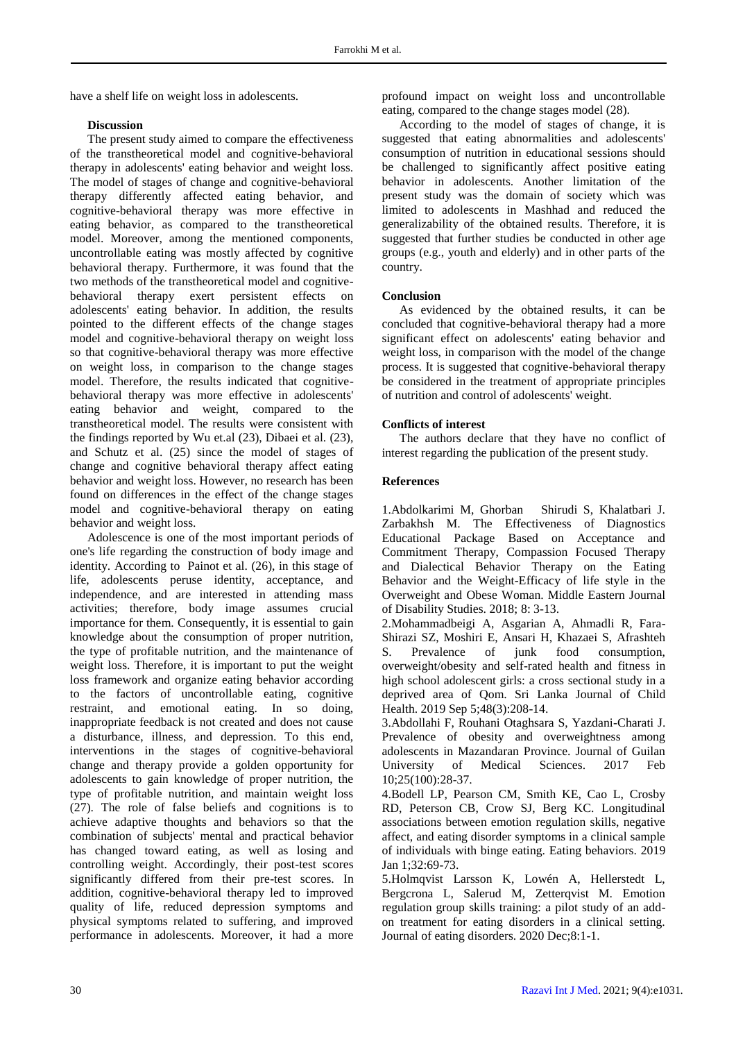have a shelf life on weight loss in adolescents.

## Discussion

The present study aimed to compare the effectiveness of the transtheoretical model and cognitive-behavioral therapy in adolescents' eating behavior and weight loss. The model of stages of change and cognitive-behavioral therapy differently affected eating behavior, and cognitive-behavioral therapy was more effective in eating behavior, as compared to the transtheoretical model. Moreover, among the mentioned components, uncontrollable eating was mostly affected by cognitive behavioral therapy. Furthermore, it was found that the two methods of the transtheoretical model and cognitive-behavioral therapy exert persistent effects on adolescents' eating behavior. In addition, the results pointed to the different effects of the change stages model and cognitive-behavioral therapy on weight loss so that cognitive-behavioral therapy was more effective on weight loss, in comparison to the change stages model. Therefore, the results indicated that cognitive-behavioral therapy was more effective in adolescents' eating behavior and weight, compared to the transtheoretical model. The results were consistent with the findings reported by Wu et.al (23), Dibaei et al. (23), and Schutz et al. (25) since the model of stages of change and cognitive behavioral therapy affect eating behavior and weight loss. However, no research has been found on differences in the effect of the change stages model and cognitive-behavioral therapy on eating behavior and weight loss.

Adolescence is one of the most important periods of one's life regarding the construction of body image and identity. According to Painot et al. (26), in this stage of life, adolescents peruse identity, acceptance, and independence, and are interested in attending mass activities; therefore, body image assumes crucial importance for them. Consequently, it is essential to gain knowledge about the consumption of proper nutrition, the type of profitable nutrition, and the maintenance of weight loss. Therefore, it is important to put the weight loss framework and organize eating behavior according to the factors of uncontrollable eating, cognitive restraint, and emotional eating. In so doing, inappropriate feedback is not created and does not cause a disturbance, illness, and depression. To this end, interventions in the stages of cognitive-behavioral change and therapy provide a golden opportunity for adolescents to gain knowledge of proper nutrition, the type of profitable nutrition, and maintain weight loss (27). The role of false beliefs and cognitions is to achieve adaptive thoughts and behaviors so that the combination of subjects' mental and practical behavior has changed toward eating, as well as losing and controlling weight. Accordingly, their post-test scores significantly differed from their pre-test scores. In addition, cognitive-behavioral therapy led to improved quality of life, reduced depression symptoms and physical symptoms related to suffering, and improved performance in adolescents. Moreover, it had a more profound impact on weight loss and uncontrollable eating, compared to the change stages model (28).

According to the model of stages of change, it is suggested that eating abnormalities and adolescents' consumption of nutrition in educational sessions should be challenged to significantly affect positive eating behavior in adolescents. Another limitation of the present study was the domain of society which was limited to adolescents in Mashhad and reduced the generalizability of the obtained results. Therefore, it is suggested that further studies be conducted in other age groups (e.g., youth and elderly) and in other parts of the country.

## Conclusion

As evidenced by the obtained results, it can be concluded that cognitive-behavioral therapy had a more significant effect on adolescents' eating behavior and weight loss, in comparison with the model of the change process. It is suggested that cognitive-behavioral therapy be considered in the treatment of appropriate principles of nutrition and control of adolescents' weight.

## Conflicts of interest

The authors declare that they have no conflict of interest regarding the publication of the present study.

## References

1.Abdolkarimi M, Ghorban Shirudi S, Khalatbari J. Zarbakhsh M. The Effectiveness of Diagnostics Educational Package Based on Acceptance and Commitment Therapy, Compassion Focused Therapy and Dialectical Behavior Therapy on the Eating Behavior and the Weight-Efficacy of life style in the Overweight and Obese Woman. Middle Eastern Journal of Disability Studies. 2018; 8: 3-13.

2.Mohammadbeigi A, Asgarian A, Ahmadli R, Fara-Shirazi SZ, Moshiri E, Ansari H, Khazaei S, Afrashteh S. Prevalence of junk food consumption, overweight/obesity and self-rated health and fitness in high school adolescent girls: a cross sectional study in a deprived area of Qom. Sri Lanka Journal of Child Health. 2019 Sep 5;48(3):208-14.

3.Abdollahi F, Rouhani Otaghsara S, Yazdani-Charati J. Prevalence of obesity and overweightness among adolescents in Mazandaran Province. Journal of Guilan University of Medical Sciences. 2017 Feb 10;25(100):28-37.

4.Bodell LP, Pearson CM, Smith KE, Cao L, Crosby RD, Peterson CB, Crow SJ, Berg KC. Longitudinal associations between emotion regulation skills, negative affect, and eating disorder symptoms in a clinical sample of individuals with binge eating. Eating behaviors. 2019 Jan 1;32:69-73.

5.Holmqvist Larsson K, Lowén A, Hellerstedt L, Bergcrona L, Salerud M, Zetterqvist M. Emotion regulation group skills training: a pilot study of an add-on treatment for eating disorders in a clinical setting. Journal of eating disorders. 2020 Dec;8:1-1.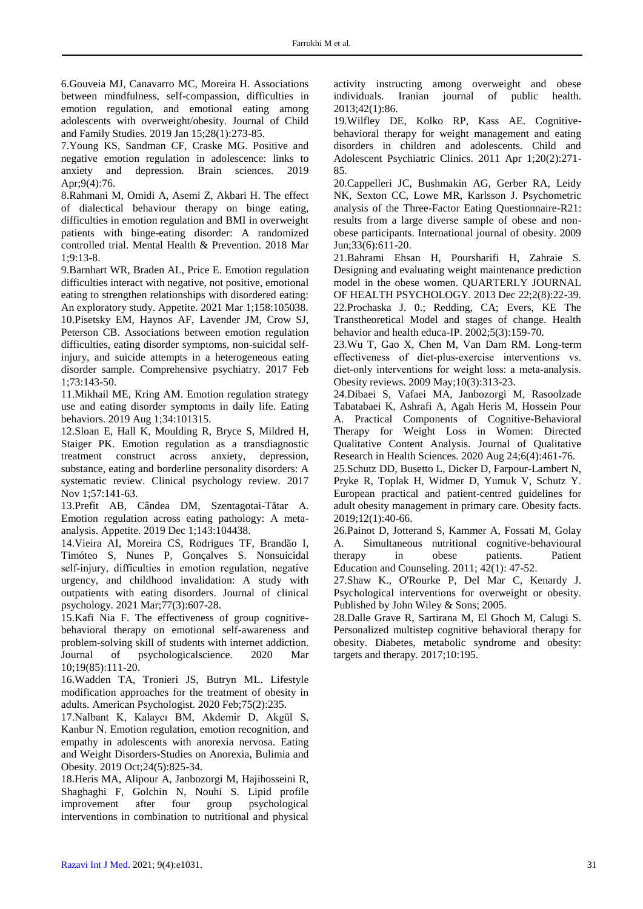6.Gouveia MJ, Canavarro MC, Moreira H. Associations between mindfulness, self-compassion, difficulties in emotion regulation, and emotional eating among adolescents with overweight/obesity. Journal of Child and Family Studies. 2019 Jan 15;28(1):273-85.

7.Young KS, Sandman CF, Craske MG. Positive and negative emotion regulation in adolescence: links to anxiety and depression. Brain sciences. 2019 Apr;9(4):76.

8.Rahmani M, Omidi A, Asemi Z, Akbari H. The effect of dialectical behaviour therapy on binge eating, difficulties in emotion regulation and BMI in overweight patients with binge-eating disorder: A randomized controlled trial. Mental Health & Prevention. 2018 Mar 1;9:13-8.

9.Barnhart WR, Braden AL, Price E. Emotion regulation difficulties interact with negative, not positive, emotional eating to strengthen relationships with disordered eating: An exploratory study. Appetite. 2021 Mar 1;158:105038.

10.Pisetsky EM, Haynos AF, Lavender JM, Crow SJ, Peterson CB. Associations between emotion regulation difficulties, eating disorder symptoms, non-suicidal self-injury, and suicide attempts in a heterogeneous eating disorder sample. Comprehensive psychiatry. 2017 Feb 1;73:143-50.

11.Mikhail ME, Kring AM. Emotion regulation strategy use and eating disorder symptoms in daily life. Eating behaviors. 2019 Aug 1;34:101315.

12.Sloan E, Hall K, Moulding R, Bryce S, Mildred H, Staiger PK. Emotion regulation as a transdiagnostic treatment construct across anxiety, depression, substance, eating and borderline personality disorders: A systematic review. Clinical psychology review. 2017 Nov 1;57:141-63.

13.Prefit AB, Cândea DM, Szentagotai-Tătar A. Emotion regulation across eating pathology: A meta-analysis. Appetite. 2019 Dec 1;143:104438.

14.Vieira AI, Moreira CS, Rodrigues TF, Brandão I, Timóteo S, Nunes P, Gonçalves S. Nonsuicidal self-injury, difficulties in emotion regulation, negative urgency, and childhood invalidation: A study with outpatients with eating disorders. Journal of clinical psychology. 2021 Mar;77(3):607-28.

15.Kafi Nia F. The effectiveness of group cognitive-behavioral therapy on emotional self-awareness and problem-solving skill of students with internet addiction. Journal of psychologicalscience. 2020 Mar 10;19(85):111-20.

16.Wadden TA, Tronieri JS, Butryn ML. Lifestyle modification approaches for the treatment of obesity in adults. American Psychologist. 2020 Feb;75(2):235.

17.Nalbant K, Kalaycı BM, Akdemir D, Akgül S, Kanbur N. Emotion regulation, emotion recognition, and empathy in adolescents with anorexia nervosa. Eating and Weight Disorders-Studies on Anorexia, Bulimia and Obesity. 2019 Oct;24(5):825-34.

18.Heris MA, Alipour A, Janbozorgi M, Hajihosseini R, Shaghaghi F, Golchin N, Nouhi S. Lipid profile improvement after four group psychological interventions in combination to nutritional and physical activity instructing among overweight and obese individuals. Iranian journal of public health. 2013;42(1):86.

19.Wilfley DE, Kolko RP, Kass AE. Cognitive-behavioral therapy for weight management and eating disorders in children and adolescents. Child and Adolescent Psychiatric Clinics. 2011 Apr 1;20(2):271-85.

20.Cappelleri JC, Bushmakin AG, Gerber RA, Leidy NK, Sexton CC, Lowe MR, Karlsson J. Psychometric analysis of the Three-Factor Eating Questionnaire-R21: results from a large diverse sample of obese and non-obese participants. International journal of obesity. 2009 Jun;33(6):611-20.

21.Bahrami Ehsan H, Poursharifi H, Zahraie S. Designing and evaluating weight maintenance prediction model in the obese women. QUARTERLY JOURNAL OF HEALTH PSYCHOLOGY. 2013 Dec 22;2(8):22-39.

22.Prochaska J. 0.; Redding, CA; Evers, KE The Transtheoretical Model and stages of change. Health behavior and health educa-IP. 2002;5(3):159-70.

23.Wu T, Gao X, Chen M, Van Dam RM. Long-term effectiveness of diet-plus-exercise interventions vs. diet-only interventions for weight loss: a meta-analysis. Obesity reviews. 2009 May;10(3):313-23.

24.Dibaei S, Vafaei MA, Janbozorgi M, Rasoolzade Tabatabaei K, Ashrafi A, Agah Heris M, Hossein Pour A. Practical Components of Cognitive-Behavioral Therapy for Weight Loss in Women: Directed Qualitative Content Analysis. Journal of Qualitative Research in Health Sciences. 2020 Aug 24;6(4):461-76.

25.Schutz DD, Busetto L, Dicker D, Farpour-Lambert N, Pryke R, Toplak H, Widmer D, Yumuk V, Schutz Y. European practical and patient-centred guidelines for adult obesity management in primary care. Obesity facts. 2019;12(1):40-66.

26.Painot D, Jotterand S, Kammer A, Fossati M, Golay A. Simultaneous nutritional cognitive-behavioural therapy in obese patients. Patient Education and Counseling. 2011; 42(1): 47-52.

27.Shaw K., O'Rourke P, Del Mar C, Kenardy J. Psychological interventions for overweight or obesity. Published by John Wiley & Sons; 2005.

28.Dalle Grave R, Sartirana M, El Ghoch M, Calugi S. Personalized multistep cognitive behavioral therapy for obesity. Diabetes, metabolic syndrome and obesity: targets and therapy. 2017;10:195.